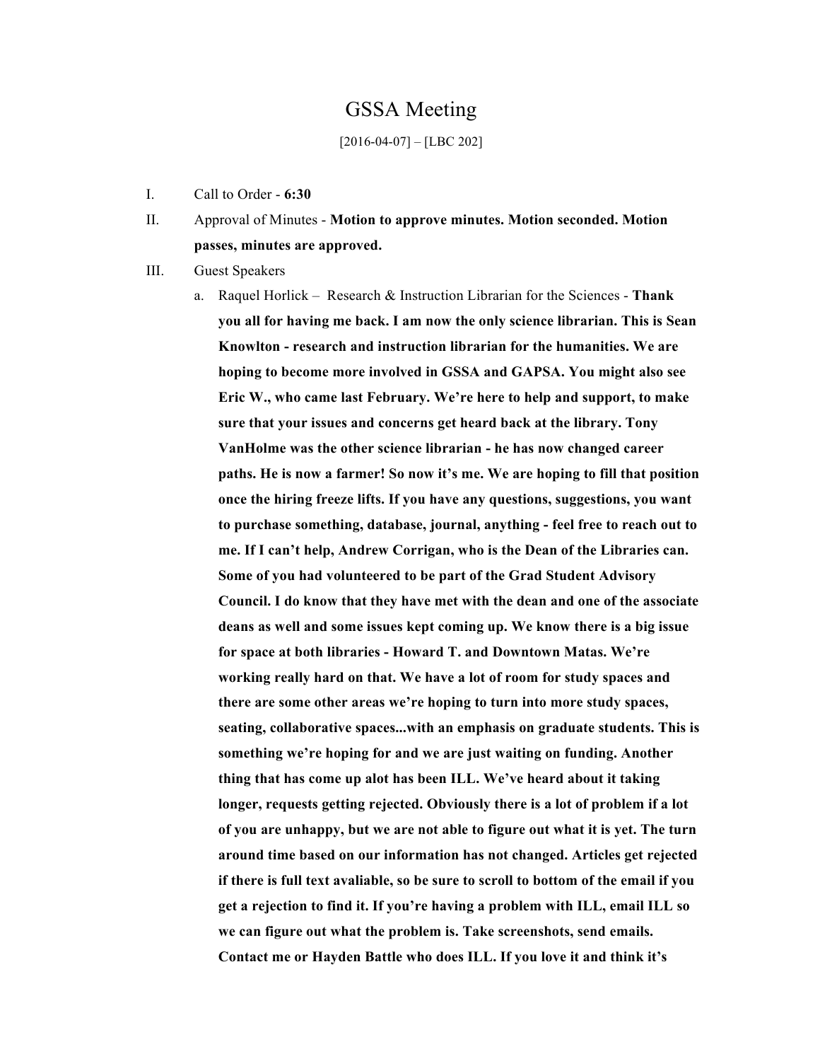# GSSA Meeting

[2016-04-07] – [LBC 202]

I. Call to Order - **6:30**

II. Approval of Minutes - **Motion to approve minutes. Motion seconded. Motion passes, minutes are approved.**

III. Guest Speakers

   a. Raquel Horlick – Research & Instruction Librarian for the Sciences - **Thank you all for having me back. I am now the only science librarian. This is Sean Knowlton - research and instruction librarian for the humanities. We are hoping to become more involved in GSSA and GAPSA. You might also see Eric W., who came last February. We're here to help and support, to make sure that your issues and concerns get heard back at the library. Tony VanHolme was the other science librarian - he has now changed career paths. He is now a farmer! So now it's me. We are hoping to fill that position once the hiring freeze lifts. If you have any questions, suggestions, you want to purchase something, database, journal, anything - feel free to reach out to me. If I can't help, Andrew Corrigan, who is the Dean of the Libraries can. Some of you had volunteered to be part of the Grad Student Advisory Council. I do know that they have met with the dean and one of the associate deans as well and some issues kept coming up. We know there is a big issue for space at both libraries - Howard T. and Downtown Matas. We're working really hard on that. We have a lot of room for study spaces and there are some other areas we're hoping to turn into more study spaces, seating, collaborative spaces...with an emphasis on graduate students. This is something we're hoping for and we are just waiting on funding. Another thing that has come up alot has been ILL. We've heard about it taking longer, requests getting rejected. Obviously there is a lot of problem if a lot of you are unhappy, but we are not able to figure out what it is yet. The turn around time based on our information has not changed. Articles get rejected if there is full text avaliable, so be sure to scroll to bottom of the email if you get a rejection to find it. If you're having a problem with ILL, email ILL so we can figure out what the problem is. Take screenshots, send emails. Contact me or Hayden Battle who does ILL. If you love it and think it's**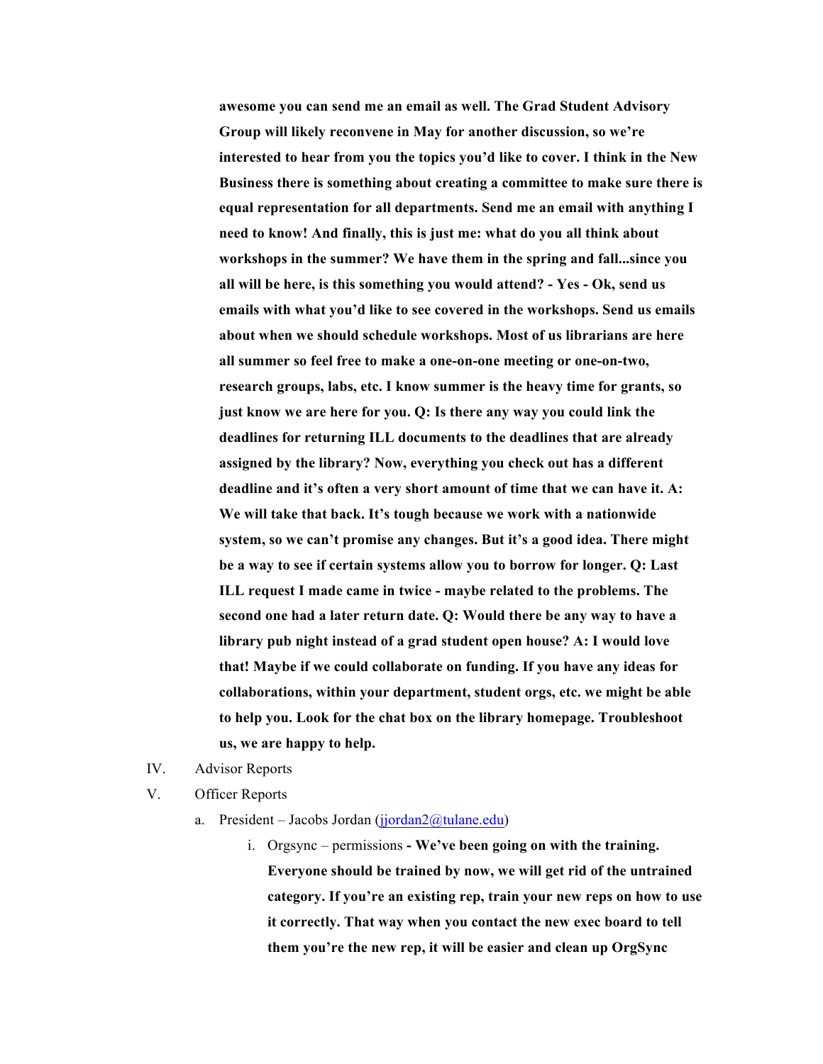**awesome you can send me an email as well. The Grad Student Advisory Group will likely reconvene in May for another discussion, so we're interested to hear from you the topics you'd like to cover. I think in the New Business there is something about creating a committee to make sure there is equal representation for all departments. Send me an email with anything I need to know! And finally, this is just me: what do you all think about workshops in the summer? We have them in the spring and fall...since you all will be here, is this something you would attend? - Yes - Ok, send us emails with what you'd like to see covered in the workshops. Send us emails about when we should schedule workshops. Most of us librarians are here all summer so feel free to make a one-on-one meeting or one-on-two, research groups, labs, etc. I know summer is the heavy time for grants, so just know we are here for you. Q: Is there any way you could link the deadlines for returning ILL documents to the deadlines that are already assigned by the library? Now, everything you check out has a different deadline and it's often a very short amount of time that we can have it. A: We will take that back. It's tough because we work with a nationwide system, so we can't promise any changes. But it's a good idea. There might be a way to see if certain systems allow you to borrow for longer. Q: Last ILL request I made came in twice - maybe related to the problems. The second one had a later return date. Q: Would there be any way to have a library pub night instead of a grad student open house? A: I would love that! Maybe if we could collaborate on funding. If you have any ideas for collaborations, within your department, student orgs, etc. we might be able to help you. Look for the chat box on the library homepage. Troubleshoot us, we are happy to help.**

IV. Advisor Reports

V. Officer Reports

a. President – Jacobs Jordan (jjordan2@tulane.edu)

i. Orgsync – permissions **- We've been going on with the training. Everyone should be trained by now, we will get rid of the untrained category. If you're an existing rep, train your new reps on how to use it correctly. That way when you contact the new exec board to tell them you're the new rep, it will be easier and clean up OrgSync**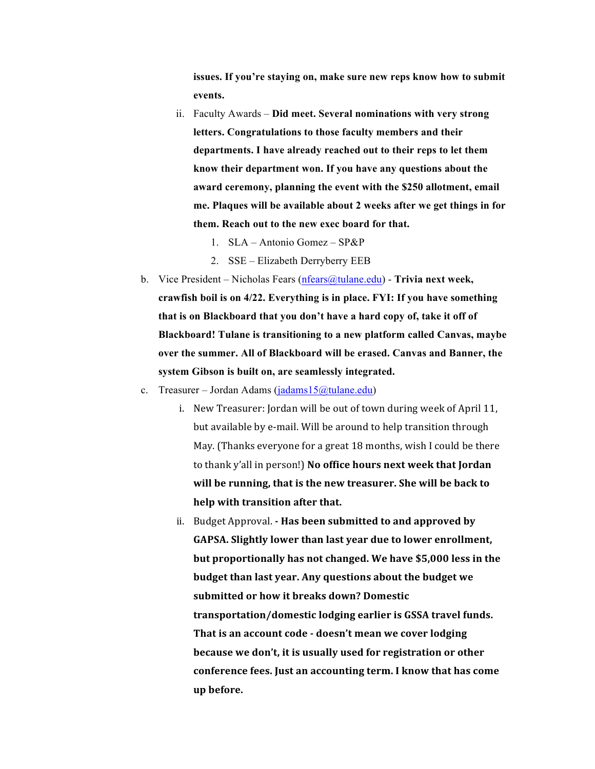**issues. If you're staying on, make sure new reps know how to submit events.**

ii. Faculty Awards – **Did meet. Several nominations with very strong letters. Congratulations to those faculty members and their departments. I have already reached out to their reps to let them know their department won. If you have any questions about the award ceremony, planning the event with the $250 allotment, email me. Plaques will be available about 2 weeks after we get things in for them. Reach out to the new exec board for that.**

1. SLA – Antonio Gomez – SP&P
2. SSE – Elizabeth Derryberry EEB

b. Vice President – Nicholas Fears (nfears@tulane.edu) - **Trivia next week, crawfish boil is on 4/22. Everything is in place. FYI: If you have something that is on Blackboard that you don't have a hard copy of, take it off of Blackboard! Tulane is transitioning to a new platform called Canvas, maybe over the summer. All of Blackboard will be erased. Canvas and Banner, the system Gibson is built on, are seamlessly integrated.**

c. Treasurer – Jordan Adams (jadams15@tulane.edu)

i. New Treasurer: Jordan will be out of town during week of April 11, but available by e-mail. Will be around to help transition through May. (Thanks everyone for a great 18 months, wish I could be there to thank y'all in person!) **No office hours next week that Jordan will be running, that is the new treasurer. She will be back to help with transition after that.**

ii. Budget Approval. **- Has been submitted to and approved by GAPSA. Slightly lower than last year due to lower enrollment, but proportionally has not changed. We have $5,000 less in the budget than last year. Any questions about the budget we submitted or how it breaks down? Domestic transportation/domestic lodging earlier is GSSA travel funds. That is an account code - doesn't mean we cover lodging because we don't, it is usually used for registration or other conference fees. Just an accounting term. I know that has come up before.**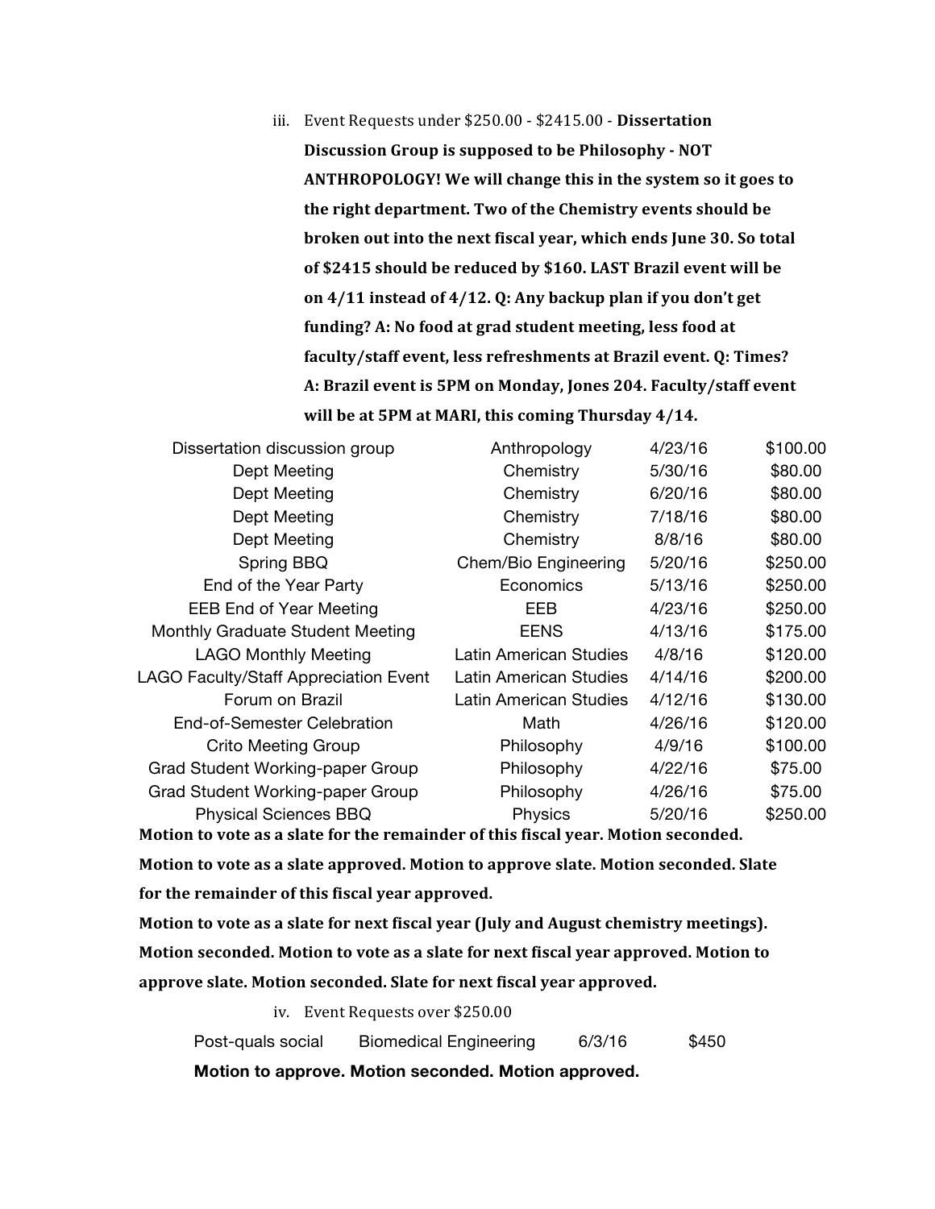iii. Event Requests under $250.00 - $2415.00 - **Dissertation Discussion Group is supposed to be Philosophy - NOT ANTHROPOLOGY! We will change this in the system so it goes to the right department. Two of the Chemistry events should be broken out into the next fiscal year, which ends June 30. So total of $2415 should be reduced by $160. LAST Brazil event will be on 4/11 instead of 4/12. Q: Any backup plan if you don't get funding? A: No food at grad student meeting, less food at faculty/staff event, less refreshments at Brazil event. Q: Times? A: Brazil event is 5PM on Monday, Jones 204. Faculty/staff event will be at 5PM at MARI, this coming Thursday 4/14.**

| | | | |
|---|---|---|---|
| Dissertation discussion group | Anthropology | 4/23/16 | $100.00 |
| Dept Meeting | Chemistry | 5/30/16 | $80.00 |
| Dept Meeting | Chemistry | 6/20/16 | $80.00 |
| Dept Meeting | Chemistry | 7/18/16 | $80.00 |
| Dept Meeting | Chemistry | 8/8/16 | $80.00 |
| Spring BBQ | Chem/Bio Engineering | 5/20/16 | $250.00 |
| End of the Year Party | Economics | 5/13/16 | $250.00 |
| EEB End of Year Meeting | EEB | 4/23/16 | $250.00 |
| Monthly Graduate Student Meeting | EENS | 4/13/16 | $175.00 |
| LAGO Monthly Meeting | Latin American Studies | 4/8/16 | $120.00 |
| LAGO Faculty/Staff Appreciation Event | Latin American Studies | 4/14/16 | $200.00 |
| Forum on Brazil | Latin American Studies | 4/12/16 | $130.00 |
| End-of-Semester Celebration | Math | 4/26/16 | $120.00 |
| Crito Meeting Group | Philosophy | 4/9/16 | $100.00 |
| Grad Student Working-paper Group | Philosophy | 4/22/16 | $75.00 |
| Grad Student Working-paper Group | Philosophy | 4/26/16 | $75.00 |
| Physical Sciences BBQ | Physics | 5/20/16 | $250.00 |

**Motion to vote as a slate for the remainder of this fiscal year. Motion seconded. Motion to vote as a slate approved. Motion to approve slate. Motion seconded. Slate for the remainder of this fiscal year approved.**

**Motion to vote as a slate for next fiscal year (July and August chemistry meetings). Motion seconded. Motion to vote as a slate for next fiscal year approved. Motion to approve slate. Motion seconded. Slate for next fiscal year approved.**

iv. Event Requests over $250.00

| | | | |
|---|---|---|---|
| Post-quals social | Biomedical Engineering | 6/3/16 | $450 |

**Motion to approve. Motion seconded. Motion approved.**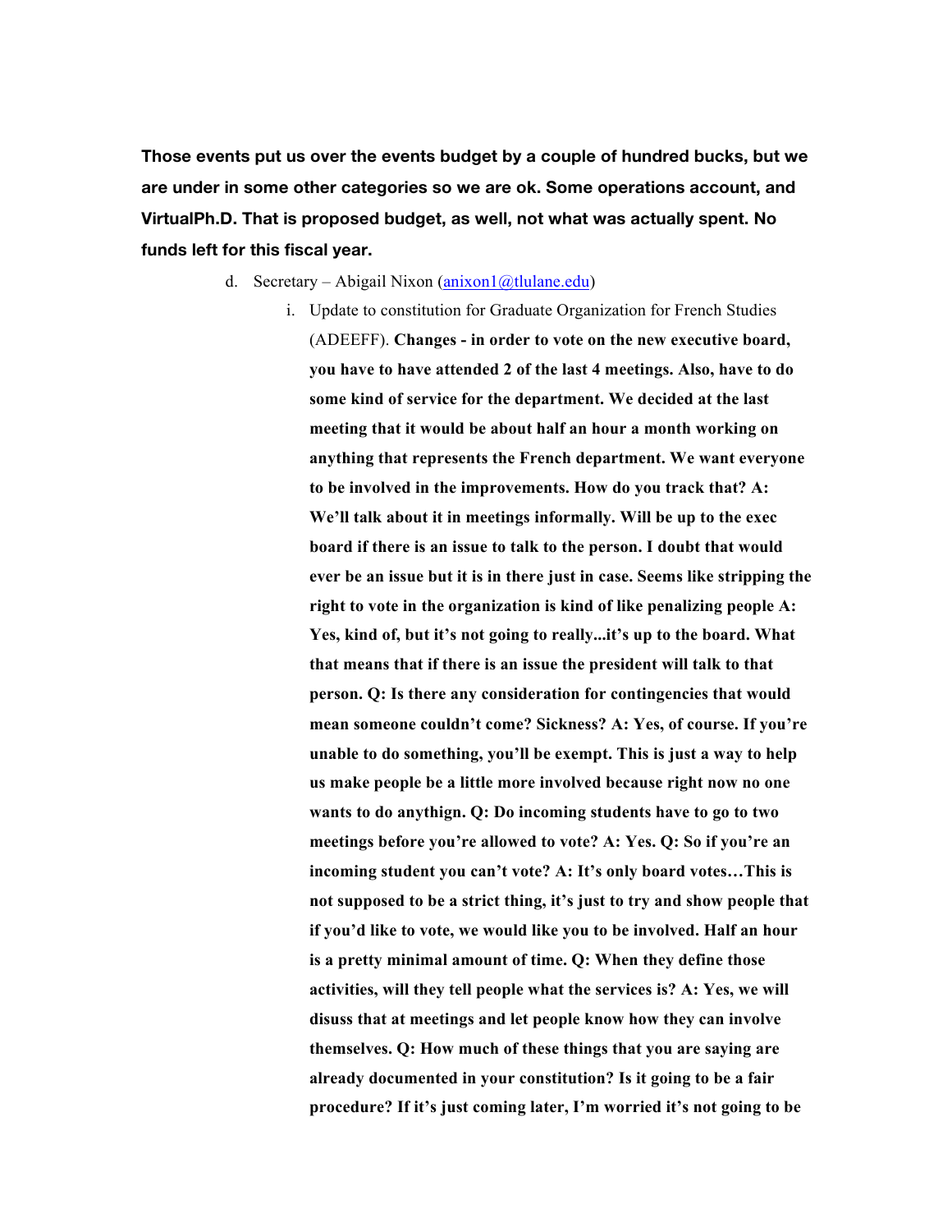**Those events put us over the events budget by a couple of hundred bucks, but we are under in some other categories so we are ok. Some operations account, and VirtualPh.D. That is proposed budget, as well, not what was actually spent. No funds left for this fiscal year.**

d. Secretary – Abigail Nixon (anixon1@tlulane.edu)

   i. Update to constitution for Graduate Organization for French Studies (ADEEFF). **Changes - in order to vote on the new executive board, you have to have attended 2 of the last 4 meetings. Also, have to do some kind of service for the department. We decided at the last meeting that it would be about half an hour a month working on anything that represents the French department. We want everyone to be involved in the improvements. How do you track that? A: We'll talk about it in meetings informally. Will be up to the exec board if there is an issue to talk to the person. I doubt that would ever be an issue but it is in there just in case. Seems like stripping the right to vote in the organization is kind of like penalizing people A: Yes, kind of, but it's not going to really...it's up to the board. What that means that if there is an issue the president will talk to that person. Q: Is there any consideration for contingencies that would mean someone couldn't come? Sickness? A: Yes, of course. If you're unable to do something, you'll be exempt. This is just a way to help us make people be a little more involved because right now no one wants to do anythign. Q: Do incoming students have to go to two meetings before you're allowed to vote? A: Yes. Q: So if you're an incoming student you can't vote? A: It's only board votes…This is not supposed to be a strict thing, it's just to try and show people that if you'd like to vote, we would like you to be involved. Half an hour is a pretty minimal amount of time. Q: When they define those activities, will they tell people what the services is? A: Yes, we will disuss that at meetings and let people know how they can involve themselves. Q: How much of these things that you are saying are already documented in your constitution? Is it going to be a fair procedure? If it's just coming later, I'm worried it's not going to be**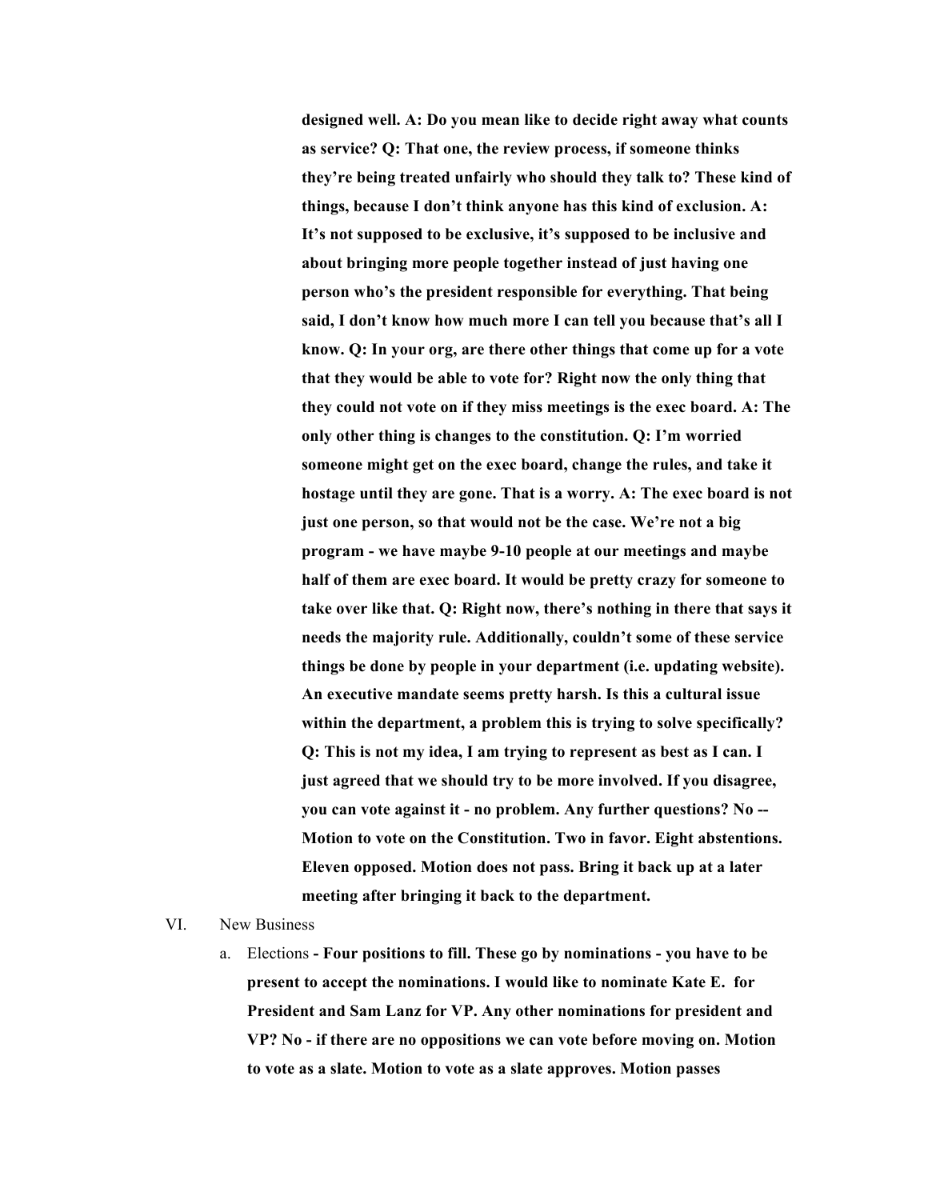**designed well. A: Do you mean like to decide right away what counts as service? Q: That one, the review process, if someone thinks they're being treated unfairly who should they talk to? These kind of things, because I don't think anyone has this kind of exclusion. A: It's not supposed to be exclusive, it's supposed to be inclusive and about bringing more people together instead of just having one person who's the president responsible for everything. That being said, I don't know how much more I can tell you because that's all I know. Q: In your org, are there other things that come up for a vote that they would be able to vote for? Right now the only thing that they could not vote on if they miss meetings is the exec board. A: The only other thing is changes to the constitution. Q: I'm worried someone might get on the exec board, change the rules, and take it hostage until they are gone. That is a worry. A: The exec board is not just one person, so that would not be the case. We're not a big program - we have maybe 9-10 people at our meetings and maybe half of them are exec board. It would be pretty crazy for someone to take over like that. Q: Right now, there's nothing in there that says it needs the majority rule. Additionally, couldn't some of these service things be done by people in your department (i.e. updating website). An executive mandate seems pretty harsh. Is this a cultural issue within the department, a problem this is trying to solve specifically? Q: This is not my idea, I am trying to represent as best as I can. I just agreed that we should try to be more involved. If you disagree, you can vote against it - no problem. Any further questions? No -- Motion to vote on the Constitution. Two in favor. Eight abstentions. Eleven opposed. Motion does not pass. Bring it back up at a later meeting after bringing it back to the department.**

VI. New Business

a. Elections **- Four positions to fill. These go by nominations - you have to be present to accept the nominations. I would like to nominate Kate E. for President and Sam Lanz for VP. Any other nominations for president and VP? No - if there are no oppositions we can vote before moving on. Motion to vote as a slate. Motion to vote as a slate approves. Motion passes**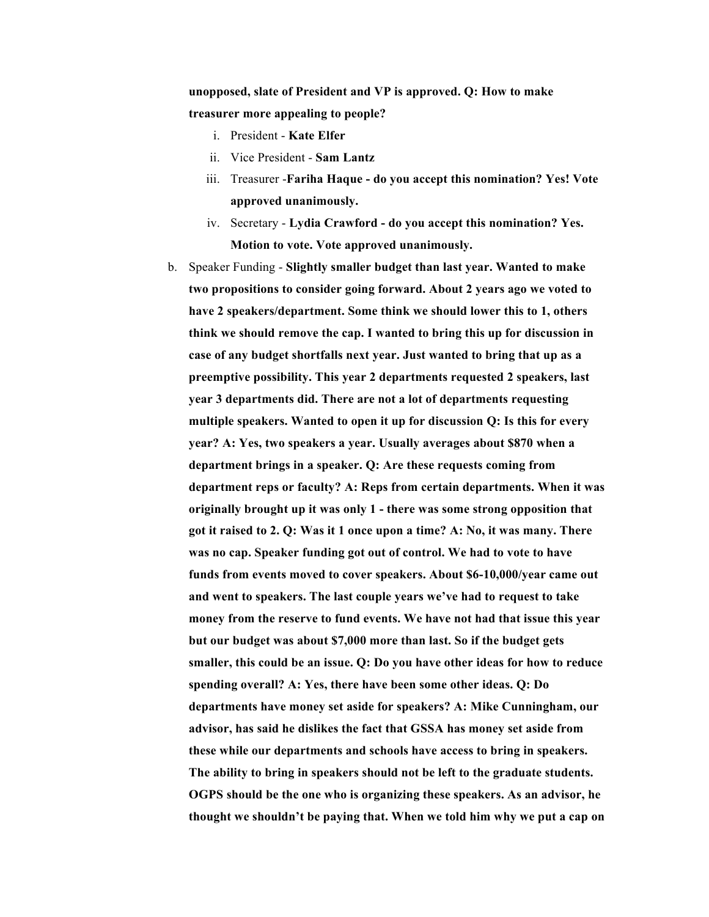**unopposed, slate of President and VP is approved. Q: How to make treasurer more appealing to people?**

i. President - **Kate Elfer**
ii. Vice President - **Sam Lantz**
iii. Treasurer -**Fariha Haque - do you accept this nomination? Yes! Vote approved unanimously.**
iv. Secretary - **Lydia Crawford - do you accept this nomination? Yes. Motion to vote. Vote approved unanimously.**

b. Speaker Funding - **Slightly smaller budget than last year. Wanted to make two propositions to consider going forward. About 2 years ago we voted to have 2 speakers/department. Some think we should lower this to 1, others think we should remove the cap. I wanted to bring this up for discussion in case of any budget shortfalls next year. Just wanted to bring that up as a preemptive possibility. This year 2 departments requested 2 speakers, last year 3 departments did. There are not a lot of departments requesting multiple speakers. Wanted to open it up for discussion Q: Is this for every year? A: Yes, two speakers a year. Usually averages about $870 when a department brings in a speaker. Q: Are these requests coming from department reps or faculty? A: Reps from certain departments. When it was originally brought up it was only 1 - there was some strong opposition that got it raised to 2. Q: Was it 1 once upon a time? A: No, it was many. There was no cap. Speaker funding got out of control. We had to vote to have funds from events moved to cover speakers. About $6-10,000/year came out and went to speakers. The last couple years we've had to request to take money from the reserve to fund events. We have not had that issue this year but our budget was about $7,000 more than last. So if the budget gets smaller, this could be an issue. Q: Do you have other ideas for how to reduce spending overall? A: Yes, there have been some other ideas. Q: Do departments have money set aside for speakers? A: Mike Cunningham, our advisor, has said he dislikes the fact that GSSA has money set aside from these while our departments and schools have access to bring in speakers. The ability to bring in speakers should not be left to the graduate students. OGPS should be the one who is organizing these speakers. As an advisor, he thought we shouldn't be paying that. When we told him why we put a cap on**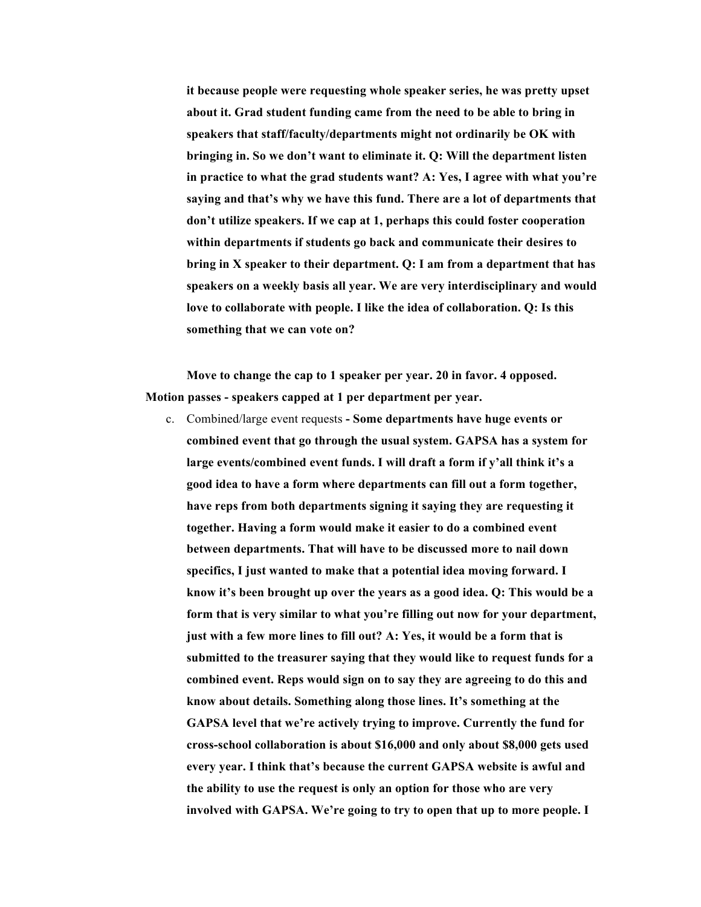**it because people were requesting whole speaker series, he was pretty upset about it. Grad student funding came from the need to be able to bring in speakers that staff/faculty/departments might not ordinarily be OK with bringing in. So we don't want to eliminate it. Q: Will the department listen in practice to what the grad students want? A: Yes, I agree with what you're saying and that's why we have this fund. There are a lot of departments that don't utilize speakers. If we cap at 1, perhaps this could foster cooperation within departments if students go back and communicate their desires to bring in X speaker to their department. Q: I am from a department that has speakers on a weekly basis all year. We are very interdisciplinary and would love to collaborate with people. I like the idea of collaboration. Q: Is this something that we can vote on?**

**Move to change the cap to 1 speaker per year. 20 in favor. 4 opposed. Motion passes - speakers capped at 1 per department per year.**

c. Combined/large event requests **- Some departments have huge events or combined event that go through the usual system. GAPSA has a system for large events/combined event funds. I will draft a form if y'all think it's a good idea to have a form where departments can fill out a form together, have reps from both departments signing it saying they are requesting it together. Having a form would make it easier to do a combined event between departments. That will have to be discussed more to nail down specifics, I just wanted to make that a potential idea moving forward. I know it's been brought up over the years as a good idea. Q: This would be a form that is very similar to what you're filling out now for your department, just with a few more lines to fill out? A: Yes, it would be a form that is submitted to the treasurer saying that they would like to request funds for a combined event. Reps would sign on to say they are agreeing to do this and know about details. Something along those lines. It's something at the GAPSA level that we're actively trying to improve. Currently the fund for cross-school collaboration is about $16,000 and only about $8,000 gets used every year. I think that's because the current GAPSA website is awful and the ability to use the request is only an option for those who are very involved with GAPSA. We're going to try to open that up to more people. I**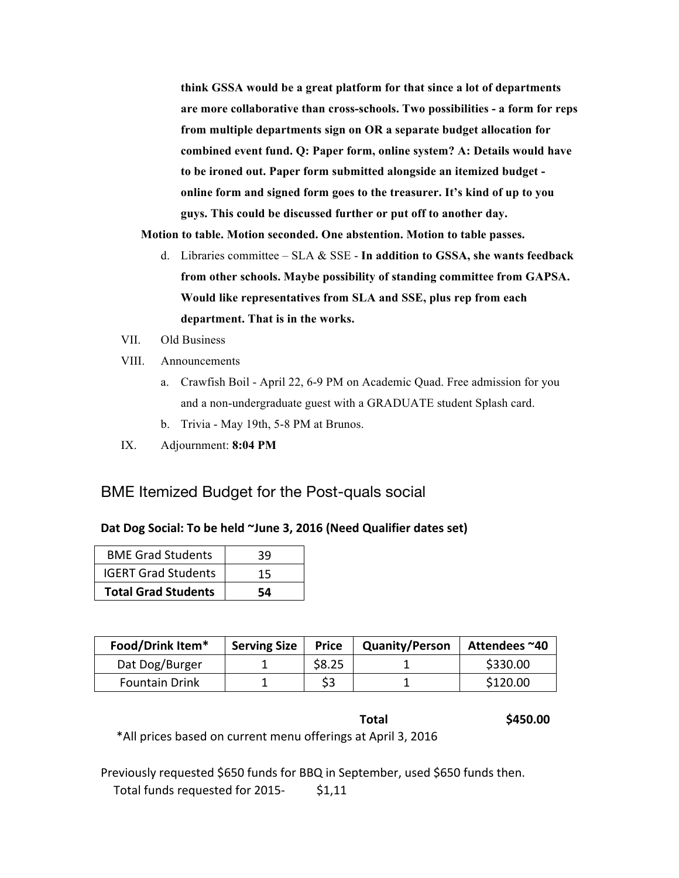**think GSSA would be a great platform for that since a lot of departments are more collaborative than cross-schools. Two possibilities - a form for reps from multiple departments sign on OR a separate budget allocation for combined event fund. Q: Paper form, online system? A: Details would have to be ironed out. Paper form submitted alongside an itemized budget - online form and signed form goes to the treasurer. It's kind of up to you guys. This could be discussed further or put off to another day.**

**Motion to table. Motion seconded. One abstention. Motion to table passes.**

d. Libraries committee – SLA & SSE - **In addition to GSSA, she wants feedback from other schools. Maybe possibility of standing committee from GAPSA. Would like representatives from SLA and SSE, plus rep from each department. That is in the works.**

VII. Old Business

VIII. Announcements

a. Crawfish Boil - April 22, 6-9 PM on Academic Quad. Free admission for you and a non-undergraduate guest with a GRADUATE student Splash card.

b. Trivia - May 19th, 5-8 PM at Brunos.

IX. Adjournment: **8:04 PM**

## BME Itemized Budget for the Post-quals social

**Dat Dog Social: To be held ~June 3, 2016 (Need Qualifier dates set)**

| BME Grad Students | 39 |
|---|---|
| IGERT Grad Students | 15 |
| **Total Grad Students** | **54** |

| Food/Drink Item* | Serving Size | Price | Quanity/Person | Attendees ~40 |
|---|---|---|---|---|
| Dat Dog/Burger | 1 | $8.25 | 1 | $330.00 |
| Fountain Drink | 1 | $3 | 1 | $120.00 |
| | | | **Total** | **$450.00** |

*All prices based on current menu offerings at April 3, 2016

Previously requested $650 funds for BBQ in September, used $650 funds then.

Total funds requested for 2015- $1,11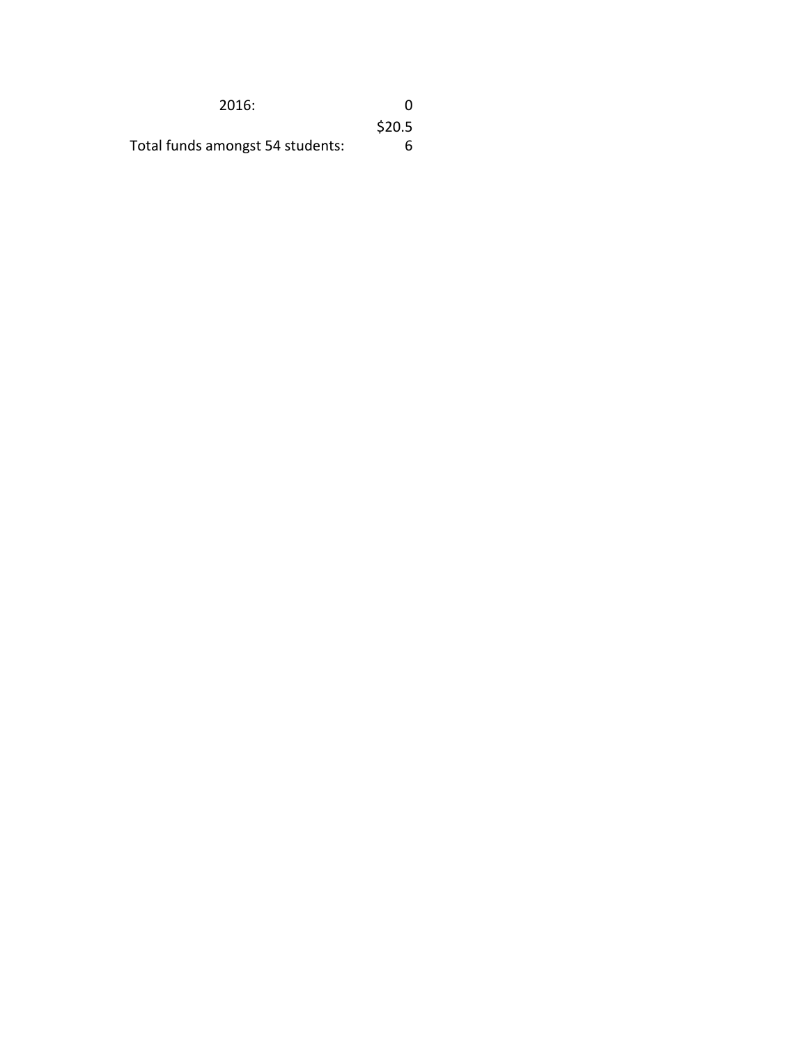| | |
|---|---|
| 2016: | 0 |
| | $20.5 |
| Total funds amongst 54 students: | 6 |